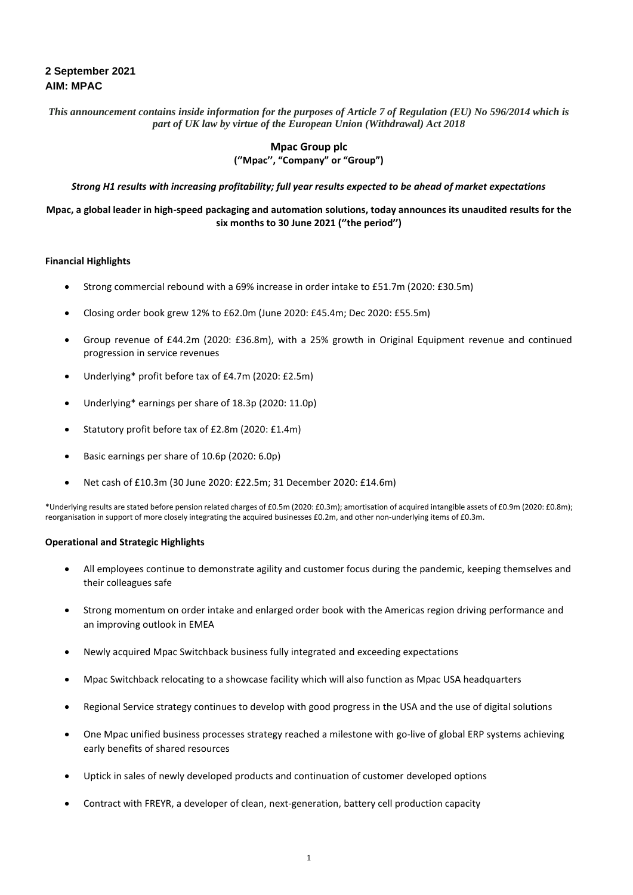**2 September 2021**
**AIM: MPAC**

*This announcement contains inside information for the purposes of Article 7 of Regulation (EU) No 596/2014 which is part of UK law by virtue of the European Union (Withdrawal) Act 2018*

**Mpac Group plc**
**("Mpac", "Company" or "Group")**

***Strong H1 results with increasing profitability; full year results expected to be ahead of market expectations***

**Mpac, a global leader in high-speed packaging and automation solutions, today announces its unaudited results for the six months to 30 June 2021 ("the period")**

**Financial Highlights**

- Strong commercial rebound with a 69% increase in order intake to £51.7m (2020: £30.5m)
- Closing order book grew 12% to £62.0m (June 2020: £45.4m; Dec 2020: £55.5m)
- Group revenue of £44.2m (2020: £36.8m), with a 25% growth in Original Equipment revenue and continued progression in service revenues
- Underlying* profit before tax of £4.7m (2020: £2.5m)
- Underlying* earnings per share of 18.3p (2020: 11.0p)
- Statutory profit before tax of £2.8m (2020: £1.4m)
- Basic earnings per share of 10.6p (2020: 6.0p)
- Net cash of £10.3m (30 June 2020: £22.5m; 31 December 2020: £14.6m)

*Underlying results are stated before pension related charges of £0.5m (2020: £0.3m); amortisation of acquired intangible assets of £0.9m (2020: £0.8m); reorganisation in support of more closely integrating the acquired businesses £0.2m, and other non-underlying items of £0.3m.

**Operational and Strategic Highlights**

- All employees continue to demonstrate agility and customer focus during the pandemic, keeping themselves and their colleagues safe
- Strong momentum on order intake and enlarged order book with the Americas region driving performance and an improving outlook in EMEA
- Newly acquired Mpac Switchback business fully integrated and exceeding expectations
- Mpac Switchback relocating to a showcase facility which will also function as Mpac USA headquarters
- Regional Service strategy continues to develop with good progress in the USA and the use of digital solutions
- One Mpac unified business processes strategy reached a milestone with go-live of global ERP systems achieving early benefits of shared resources
- Uptick in sales of newly developed products and continuation of customer developed options
- Contract with FREYR, a developer of clean, next-generation, battery cell production capacity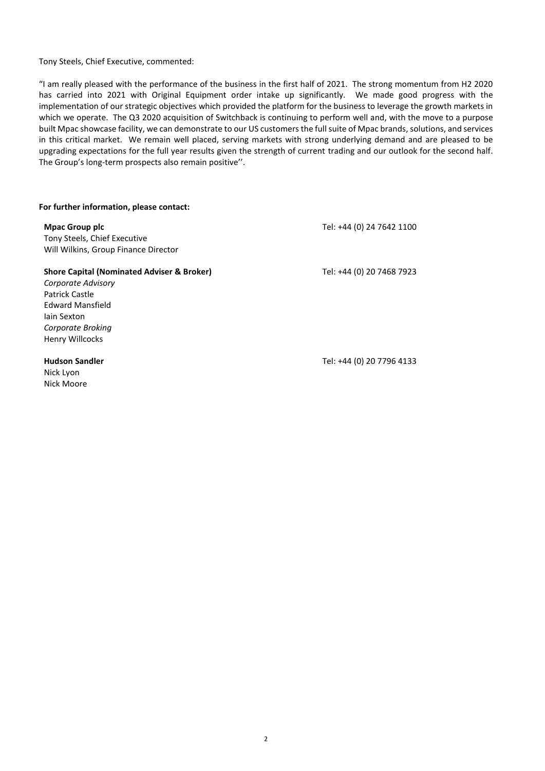Tony Steels, Chief Executive, commented:

"I am really pleased with the performance of the business in the first half of 2021. The strong momentum from H2 2020 has carried into 2021 with Original Equipment order intake up significantly. We made good progress with the implementation of our strategic objectives which provided the platform for the business to leverage the growth markets in which we operate. The Q3 2020 acquisition of Switchback is continuing to perform well and, with the move to a purpose built Mpac showcase facility, we can demonstrate to our US customers the full suite of Mpac brands, solutions, and services in this critical market. We remain well placed, serving markets with strong underlying demand and are pleased to be upgrading expectations for the full year results given the strength of current trading and our outlook for the second half. The Group's long-term prospects also remain positive''.

**For further information, please contact:**

**Mpac Group plc** Tel: +44 (0) 24 7642 1100
Tony Steels, Chief Executive
Will Wilkins, Group Finance Director

**Shore Capital (Nominated Adviser & Broker)** Tel: +44 (0) 20 7468 7923
*Corporate Advisory*
Patrick Castle
Edward Mansfield
Iain Sexton
*Corporate Broking*
Henry Willcocks

**Hudson Sandler** Tel: +44 (0) 20 7796 4133
Nick Lyon
Nick Moore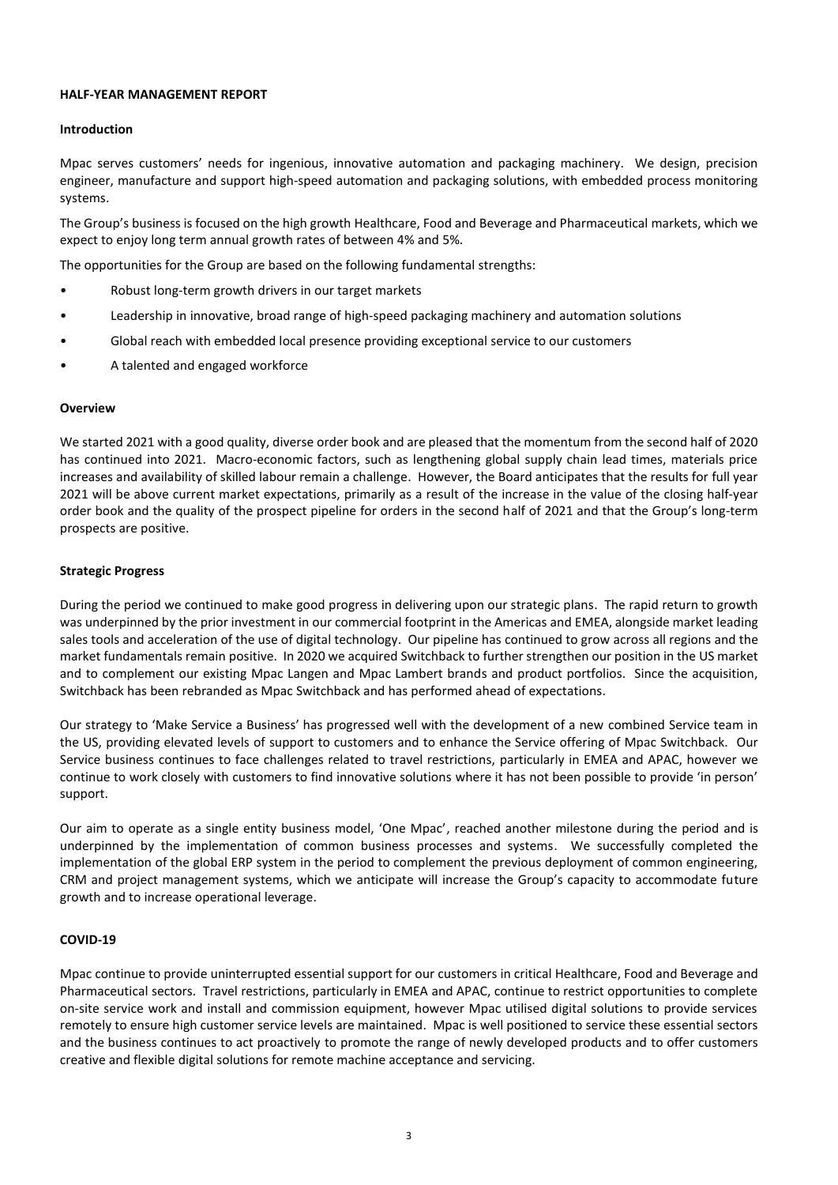## HALF-YEAR MANAGEMENT REPORT

### Introduction

Mpac serves customers' needs for ingenious, innovative automation and packaging machinery. We design, precision engineer, manufacture and support high-speed automation and packaging solutions, with embedded process monitoring systems.

The Group's business is focused on the high growth Healthcare, Food and Beverage and Pharmaceutical markets, which we expect to enjoy long term annual growth rates of between 4% and 5%.

The opportunities for the Group are based on the following fundamental strengths:

- Robust long-term growth drivers in our target markets
- Leadership in innovative, broad range of high-speed packaging machinery and automation solutions
- Global reach with embedded local presence providing exceptional service to our customers
- A talented and engaged workforce

### Overview

We started 2021 with a good quality, diverse order book and are pleased that the momentum from the second half of 2020 has continued into 2021. Macro-economic factors, such as lengthening global supply chain lead times, materials price increases and availability of skilled labour remain a challenge. However, the Board anticipates that the results for full year 2021 will be above current market expectations, primarily as a result of the increase in the value of the closing half-year order book and the quality of the prospect pipeline for orders in the second half of 2021 and that the Group's long-term prospects are positive.

### Strategic Progress

During the period we continued to make good progress in delivering upon our strategic plans. The rapid return to growth was underpinned by the prior investment in our commercial footprint in the Americas and EMEA, alongside market leading sales tools and acceleration of the use of digital technology. Our pipeline has continued to grow across all regions and the market fundamentals remain positive. In 2020 we acquired Switchback to further strengthen our position in the US market and to complement our existing Mpac Langen and Mpac Lambert brands and product portfolios. Since the acquisition, Switchback has been rebranded as Mpac Switchback and has performed ahead of expectations.

Our strategy to 'Make Service a Business' has progressed well with the development of a new combined Service team in the US, providing elevated levels of support to customers and to enhance the Service offering of Mpac Switchback. Our Service business continues to face challenges related to travel restrictions, particularly in EMEA and APAC, however we continue to work closely with customers to find innovative solutions where it has not been possible to provide 'in person' support.

Our aim to operate as a single entity business model, 'One Mpac', reached another milestone during the period and is underpinned by the implementation of common business processes and systems. We successfully completed the implementation of the global ERP system in the period to complement the previous deployment of common engineering, CRM and project management systems, which we anticipate will increase the Group's capacity to accommodate future growth and to increase operational leverage.

### COVID-19

Mpac continue to provide uninterrupted essential support for our customers in critical Healthcare, Food and Beverage and Pharmaceutical sectors. Travel restrictions, particularly in EMEA and APAC, continue to restrict opportunities to complete on-site service work and install and commission equipment, however Mpac utilised digital solutions to provide services remotely to ensure high customer service levels are maintained. Mpac is well positioned to service these essential sectors and the business continues to act proactively to promote the range of newly developed products and to offer customers creative and flexible digital solutions for remote machine acceptance and servicing.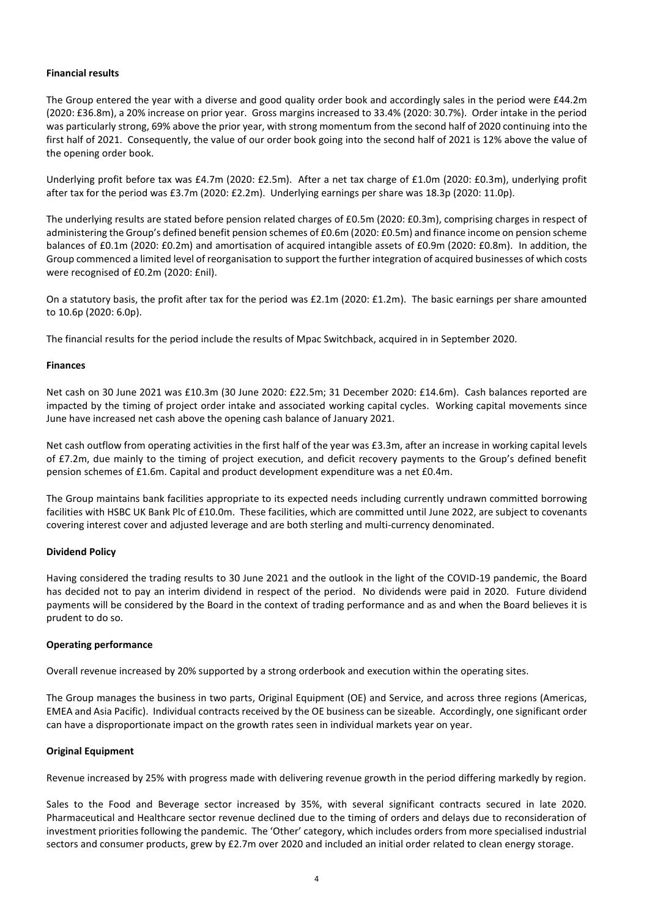**Financial results**

The Group entered the year with a diverse and good quality order book and accordingly sales in the period were £44.2m (2020: £36.8m), a 20% increase on prior year. Gross margins increased to 33.4% (2020: 30.7%). Order intake in the period was particularly strong, 69% above the prior year, with strong momentum from the second half of 2020 continuing into the first half of 2021. Consequently, the value of our order book going into the second half of 2021 is 12% above the value of the opening order book.

Underlying profit before tax was £4.7m (2020: £2.5m). After a net tax charge of £1.0m (2020: £0.3m), underlying profit after tax for the period was £3.7m (2020: £2.2m). Underlying earnings per share was 18.3p (2020: 11.0p).

The underlying results are stated before pension related charges of £0.5m (2020: £0.3m), comprising charges in respect of administering the Group's defined benefit pension schemes of £0.6m (2020: £0.5m) and finance income on pension scheme balances of £0.1m (2020: £0.2m) and amortisation of acquired intangible assets of £0.9m (2020: £0.8m). In addition, the Group commenced a limited level of reorganisation to support the further integration of acquired businesses of which costs were recognised of £0.2m (2020: £nil).

On a statutory basis, the profit after tax for the period was £2.1m (2020: £1.2m). The basic earnings per share amounted to 10.6p (2020: 6.0p).

The financial results for the period include the results of Mpac Switchback, acquired in in September 2020.

**Finances**

Net cash on 30 June 2021 was £10.3m (30 June 2020: £22.5m; 31 December 2020: £14.6m). Cash balances reported are impacted by the timing of project order intake and associated working capital cycles. Working capital movements since June have increased net cash above the opening cash balance of January 2021.

Net cash outflow from operating activities in the first half of the year was £3.3m, after an increase in working capital levels of £7.2m, due mainly to the timing of project execution, and deficit recovery payments to the Group's defined benefit pension schemes of £1.6m. Capital and product development expenditure was a net £0.4m.

The Group maintains bank facilities appropriate to its expected needs including currently undrawn committed borrowing facilities with HSBC UK Bank Plc of £10.0m. These facilities, which are committed until June 2022, are subject to covenants covering interest cover and adjusted leverage and are both sterling and multi-currency denominated.

**Dividend Policy**

Having considered the trading results to 30 June 2021 and the outlook in the light of the COVID-19 pandemic, the Board has decided not to pay an interim dividend in respect of the period. No dividends were paid in 2020. Future dividend payments will be considered by the Board in the context of trading performance and as and when the Board believes it is prudent to do so.

**Operating performance**

Overall revenue increased by 20% supported by a strong orderbook and execution within the operating sites.

The Group manages the business in two parts, Original Equipment (OE) and Service, and across three regions (Americas, EMEA and Asia Pacific). Individual contracts received by the OE business can be sizeable. Accordingly, one significant order can have a disproportionate impact on the growth rates seen in individual markets year on year.

**Original Equipment**

Revenue increased by 25% with progress made with delivering revenue growth in the period differing markedly by region.

Sales to the Food and Beverage sector increased by 35%, with several significant contracts secured in late 2020. Pharmaceutical and Healthcare sector revenue declined due to the timing of orders and delays due to reconsideration of investment priorities following the pandemic. The 'Other' category, which includes orders from more specialised industrial sectors and consumer products, grew by £2.7m over 2020 and included an initial order related to clean energy storage.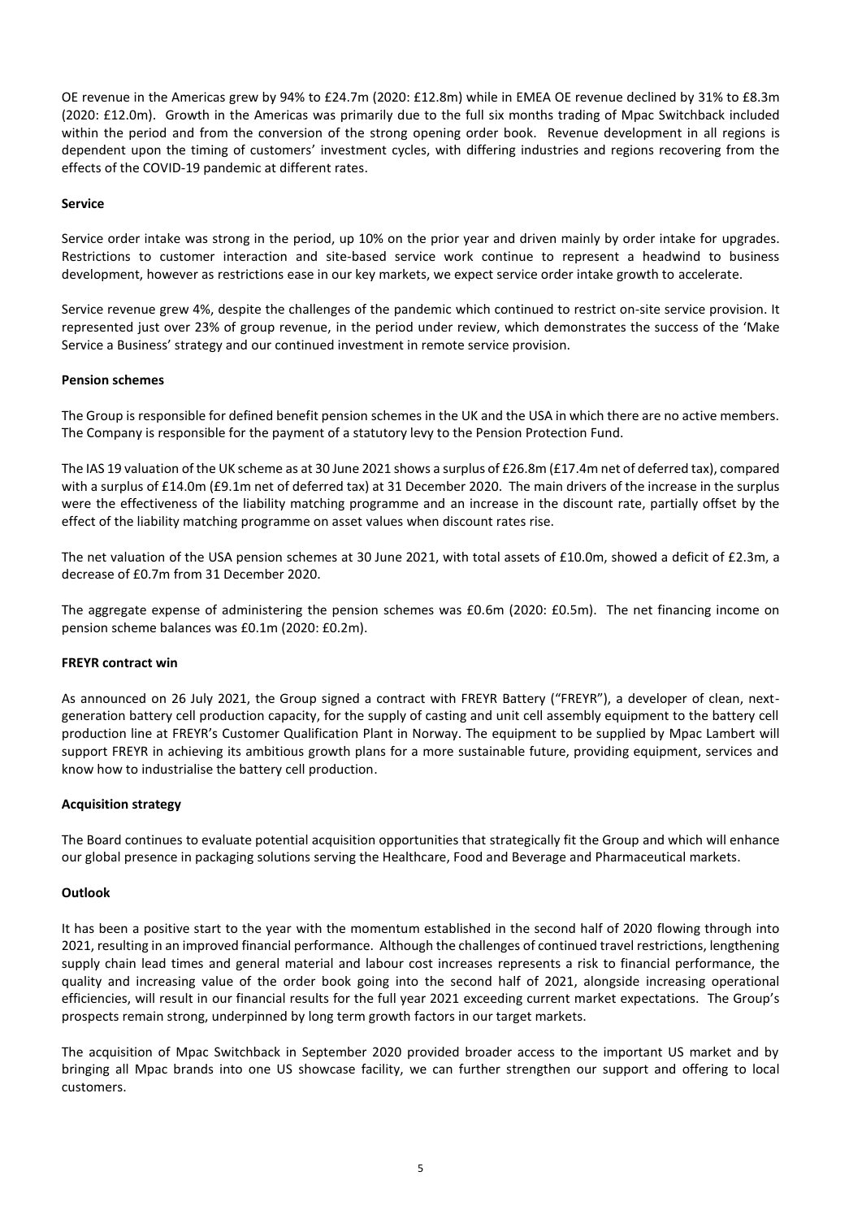OE revenue in the Americas grew by 94% to £24.7m (2020: £12.8m) while in EMEA OE revenue declined by 31% to £8.3m (2020: £12.0m). Growth in the Americas was primarily due to the full six months trading of Mpac Switchback included within the period and from the conversion of the strong opening order book. Revenue development in all regions is dependent upon the timing of customers' investment cycles, with differing industries and regions recovering from the effects of the COVID-19 pandemic at different rates.

**Service**

Service order intake was strong in the period, up 10% on the prior year and driven mainly by order intake for upgrades. Restrictions to customer interaction and site-based service work continue to represent a headwind to business development, however as restrictions ease in our key markets, we expect service order intake growth to accelerate.

Service revenue grew 4%, despite the challenges of the pandemic which continued to restrict on-site service provision. It represented just over 23% of group revenue, in the period under review, which demonstrates the success of the 'Make Service a Business' strategy and our continued investment in remote service provision.

**Pension schemes**

The Group is responsible for defined benefit pension schemes in the UK and the USA in which there are no active members. The Company is responsible for the payment of a statutory levy to the Pension Protection Fund.

The IAS 19 valuation of the UK scheme as at 30 June 2021 shows a surplus of £26.8m (£17.4m net of deferred tax), compared with a surplus of £14.0m (£9.1m net of deferred tax) at 31 December 2020. The main drivers of the increase in the surplus were the effectiveness of the liability matching programme and an increase in the discount rate, partially offset by the effect of the liability matching programme on asset values when discount rates rise.

The net valuation of the USA pension schemes at 30 June 2021, with total assets of £10.0m, showed a deficit of £2.3m, a decrease of £0.7m from 31 December 2020.

The aggregate expense of administering the pension schemes was £0.6m (2020: £0.5m). The net financing income on pension scheme balances was £0.1m (2020: £0.2m).

**FREYR contract win**

As announced on 26 July 2021, the Group signed a contract with FREYR Battery ("FREYR"), a developer of clean, next-generation battery cell production capacity, for the supply of casting and unit cell assembly equipment to the battery cell production line at FREYR's Customer Qualification Plant in Norway. The equipment to be supplied by Mpac Lambert will support FREYR in achieving its ambitious growth plans for a more sustainable future, providing equipment, services and know how to industrialise the battery cell production.

**Acquisition strategy**

The Board continues to evaluate potential acquisition opportunities that strategically fit the Group and which will enhance our global presence in packaging solutions serving the Healthcare, Food and Beverage and Pharmaceutical markets.

**Outlook**

It has been a positive start to the year with the momentum established in the second half of 2020 flowing through into 2021, resulting in an improved financial performance. Although the challenges of continued travel restrictions, lengthening supply chain lead times and general material and labour cost increases represents a risk to financial performance, the quality and increasing value of the order book going into the second half of 2021, alongside increasing operational efficiencies, will result in our financial results for the full year 2021 exceeding current market expectations. The Group's prospects remain strong, underpinned by long term growth factors in our target markets.

The acquisition of Mpac Switchback in September 2020 provided broader access to the important US market and by bringing all Mpac brands into one US showcase facility, we can further strengthen our support and offering to local customers.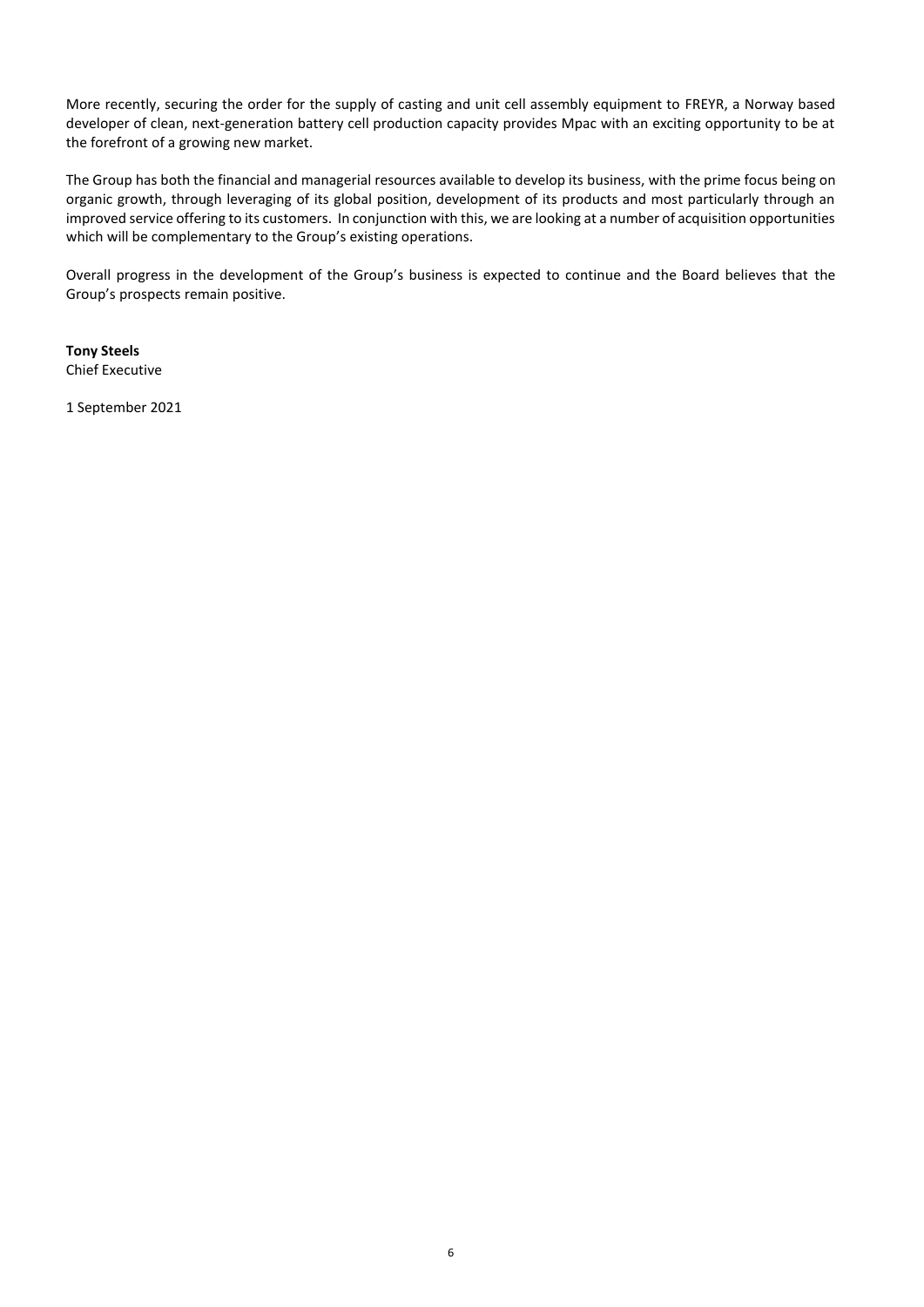More recently, securing the order for the supply of casting and unit cell assembly equipment to FREYR, a Norway based developer of clean, next-generation battery cell production capacity provides Mpac with an exciting opportunity to be at the forefront of a growing new market.

The Group has both the financial and managerial resources available to develop its business, with the prime focus being on organic growth, through leveraging of its global position, development of its products and most particularly through an improved service offering to its customers. In conjunction with this, we are looking at a number of acquisition opportunities which will be complementary to the Group's existing operations.

Overall progress in the development of the Group's business is expected to continue and the Board believes that the Group's prospects remain positive.

**Tony Steels**
Chief Executive

1 September 2021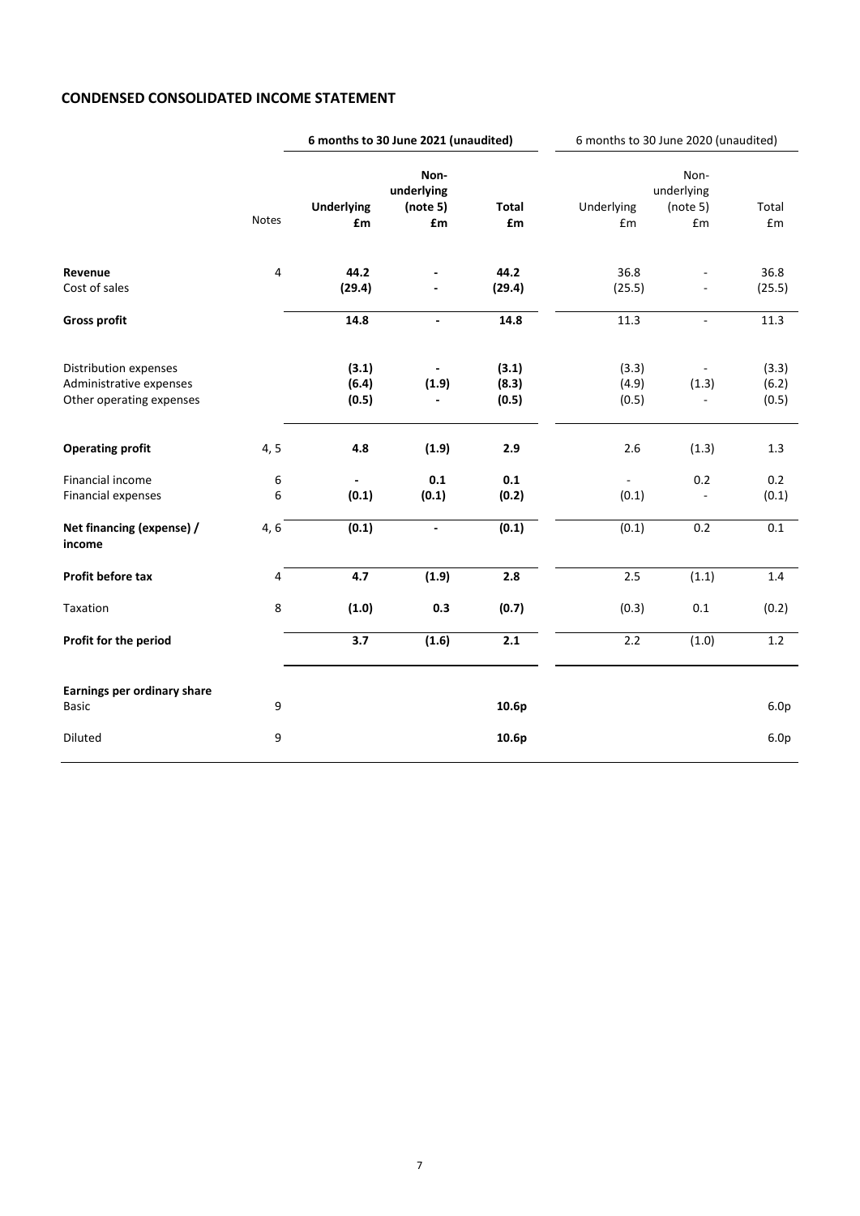## CONDENSED CONSOLIDATED INCOME STATEMENT

| | Notes | 6 months to 30 June 2021 (unaudited) | | | 6 months to 30 June 2020 (unaudited) | | |
|---|---|---|---|---|---|---|---|
| | | **Underlying £m** | **Non-underlying (note 5) £m** | **Total £m** | Underlying £m | Non-underlying (note 5) £m | Total £m |
| **Revenue** | 4 | **44.2** | **-** | **44.2** | 36.8 | - | 36.8 |
| Cost of sales | | **(29.4)** | **-** | **(29.4)** | (25.5) | - | (25.5) |
| **Gross profit** | | **14.8** | **-** | **14.8** | 11.3 | - | 11.3 |
| Distribution expenses | | **(3.1)** | **-** | **(3.1)** | (3.3) | - | (3.3) |
| Administrative expenses | | **(6.4)** | **(1.9)** | **(8.3)** | (4.9) | (1.3) | (6.2) |
| Other operating expenses | | **(0.5)** | **-** | **(0.5)** | (0.5) | - | (0.5) |
| **Operating profit** | 4, 5 | **4.8** | **(1.9)** | **2.9** | 2.6 | (1.3) | 1.3 |
| Financial income | 6 | **-** | **0.1** | **0.1** | - | 0.2 | 0.2 |
| Financial expenses | 6 | **(0.1)** | **(0.1)** | **(0.2)** | (0.1) | - | (0.1) |
| **Net financing (expense) / income** | 4, 6 | **(0.1)** | **-** | **(0.1)** | (0.1) | 0.2 | 0.1 |
| **Profit before tax** | 4 | **4.7** | **(1.9)** | **2.8** | 2.5 | (1.1) | 1.4 |
| Taxation | 8 | **(1.0)** | **0.3** | **(0.7)** | (0.3) | 0.1 | (0.2) |
| **Profit for the period** | | **3.7** | **(1.6)** | **2.1** | 2.2 | (1.0) | 1.2 |
| **Earnings per ordinary share** | | | | | | | |
| Basic | 9 | | | **10.6p** | | | 6.0p |
| Diluted | 9 | | | **10.6p** | | | 6.0p |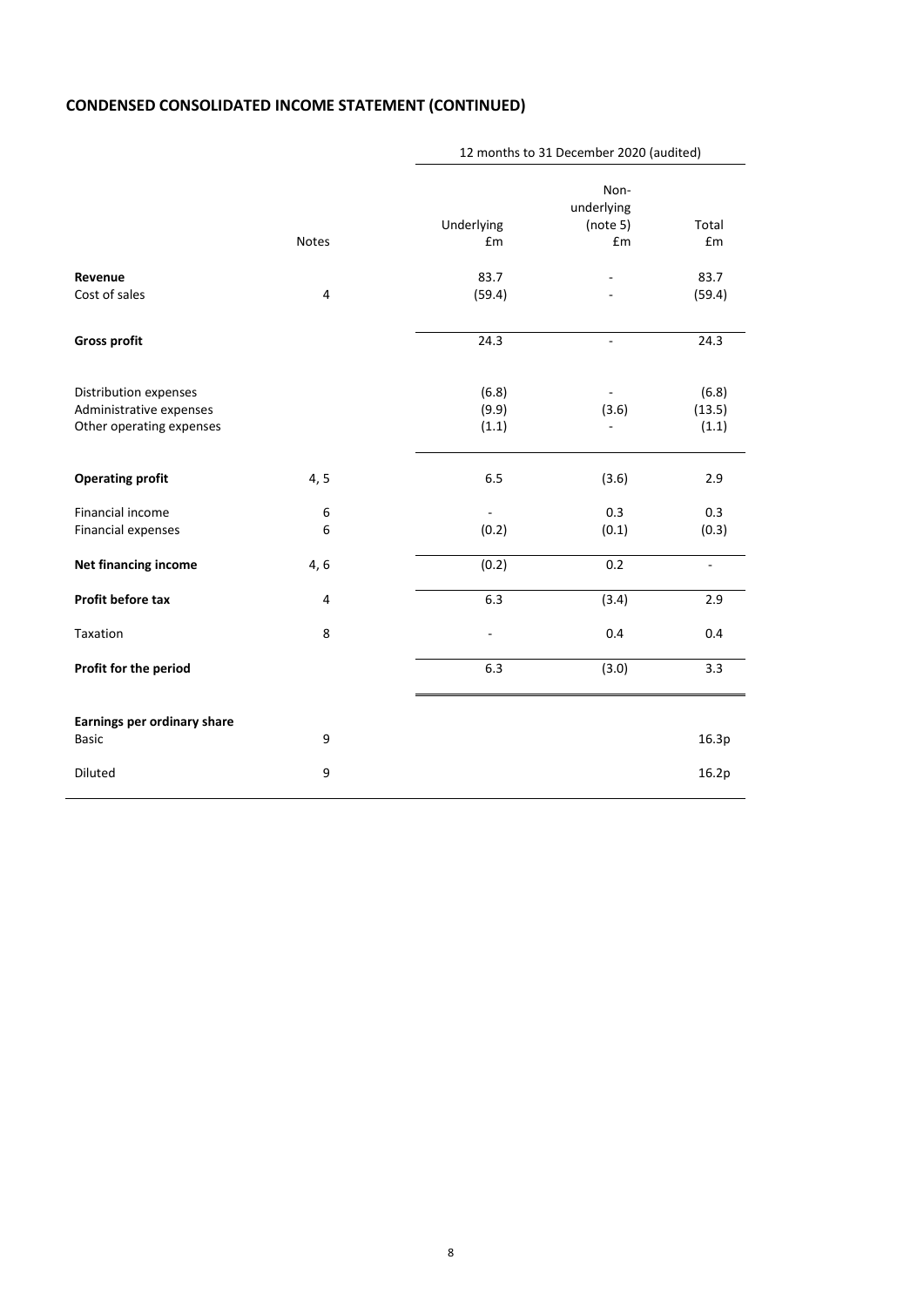## CONDENSED CONSOLIDATED INCOME STATEMENT (CONTINUED)

| | | 12 months to 31 December 2020 (audited) | | |
|---|---|---|---|---|
| | Notes | Underlying £m | Non-underlying (note 5) £m | Total £m |
| **Revenue** | | 83.7 | - | 83.7 |
| Cost of sales | 4 | (59.4) | - | (59.4) |
| **Gross profit** | | 24.3 | - | 24.3 |
| Distribution expenses | | (6.8) | - | (6.8) |
| Administrative expenses | | (9.9) | (3.6) | (13.5) |
| Other operating expenses | | (1.1) | - | (1.1) |
| **Operating profit** | 4, 5 | 6.5 | (3.6) | 2.9 |
| Financial income | 6 | - | 0.3 | 0.3 |
| Financial expenses | 6 | (0.2) | (0.1) | (0.3) |
| **Net financing income** | 4, 6 | (0.2) | 0.2 | - |
| **Profit before tax** | 4 | 6.3 | (3.4) | 2.9 |
| Taxation | 8 | - | 0.4 | 0.4 |
| **Profit for the period** | | 6.3 | (3.0) | 3.3 |
| **Earnings per ordinary share** | | | | |
| Basic | 9 | | | 16.3p |
| Diluted | 9 | | | 16.2p |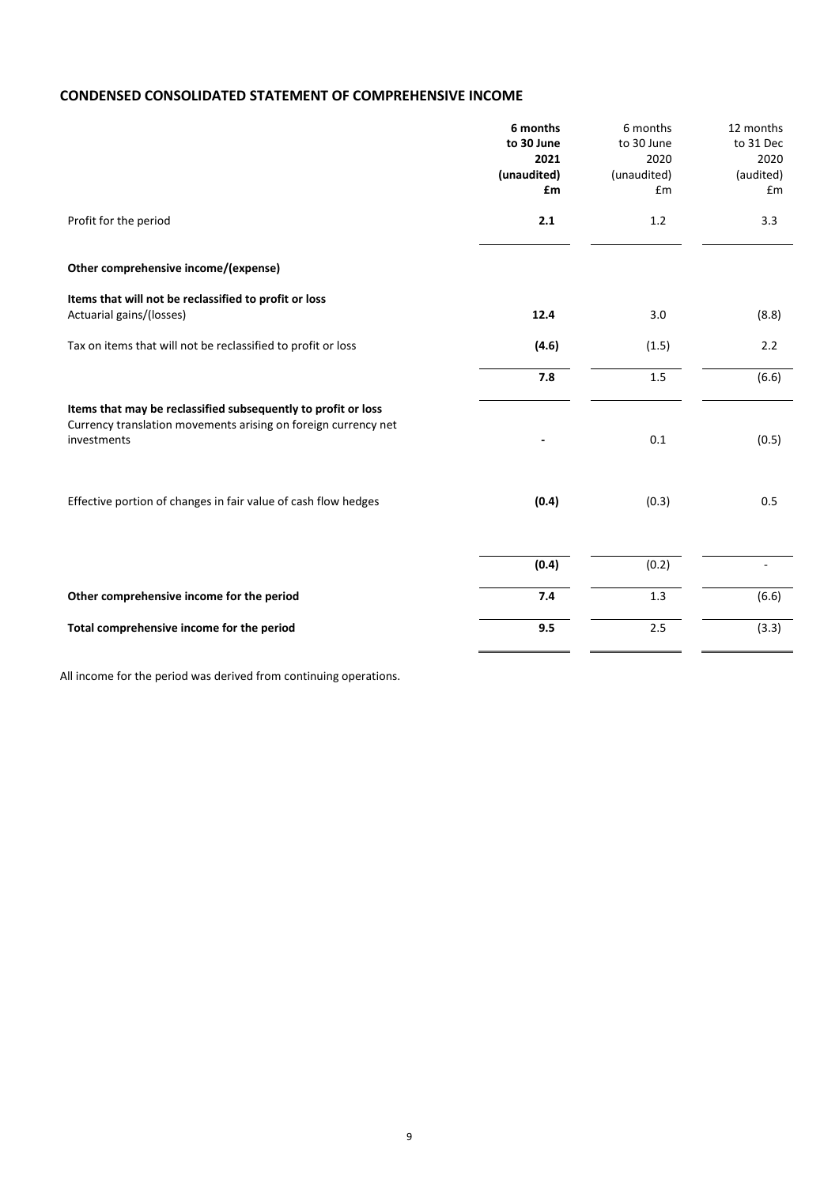## CONDENSED CONSOLIDATED STATEMENT OF COMPREHENSIVE INCOME

| | **6 months to 30 June 2021 (unaudited) £m** | 6 months to 30 June 2020 (unaudited) £m | 12 months to 31 Dec 2020 (audited) £m |
|---|---|---|---|
| Profit for the period | **2.1** | 1.2 | 3.3 |
| **Other comprehensive income/(expense)** | | | |
| **Items that will not be reclassified to profit or loss** | | | |
| Actuarial gains/(losses) | **12.4** | 3.0 | (8.8) |
| Tax on items that will not be reclassified to profit or loss | **(4.6)** | (1.5) | 2.2 |
| | **7.8** | 1.5 | (6.6) |
| **Items that may be reclassified subsequently to profit or loss** | | | |
| Currency translation movements arising on foreign currency net investments | **-** | 0.1 | (0.5) |
| Effective portion of changes in fair value of cash flow hedges | **(0.4)** | (0.3) | 0.5 |
| | **(0.4)** | (0.2) | - |
| **Other comprehensive income for the period** | **7.4** | 1.3 | (6.6) |
| **Total comprehensive income for the period** | **9.5** | 2.5 | (3.3) |

All income for the period was derived from continuing operations.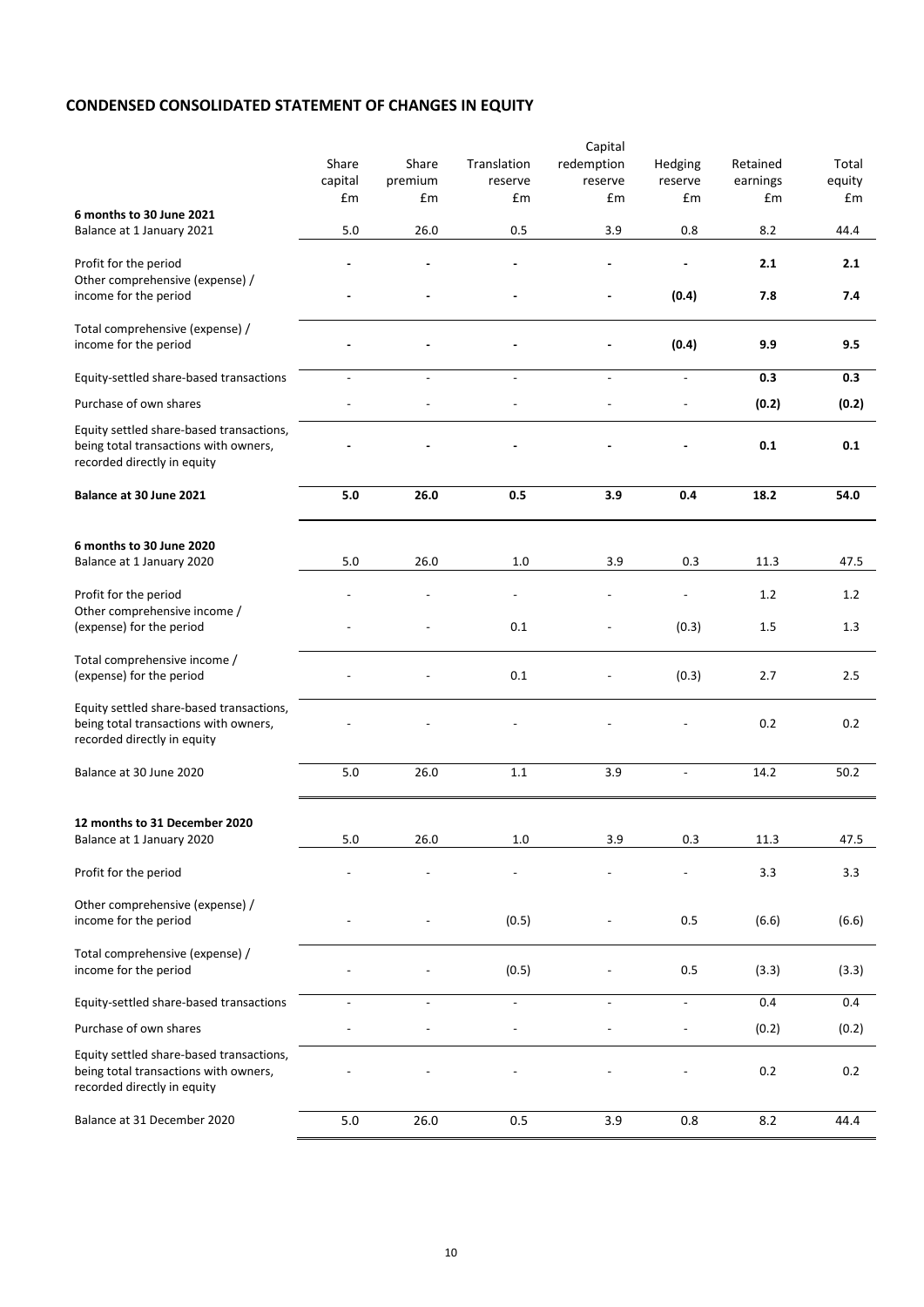## CONDENSED CONSOLIDATED STATEMENT OF CHANGES IN EQUITY

| | Share capital £m | Share premium £m | Translation reserve £m | Capital redemption reserve £m | Hedging reserve £m | Retained earnings £m | Total equity £m |
|---|---|---|---|---|---|---|---|
| **6 months to 30 June 2021** | | | | | | | |
| Balance at 1 January 2021 | 5.0 | 26.0 | 0.5 | 3.9 | 0.8 | 8.2 | 44.4 |
| Profit for the period | **-** | **-** | **-** | **-** | **-** | **2.1** | **2.1** |
| Other comprehensive (expense) / income for the period | **-** | **-** | **-** | **-** | **(0.4)** | **7.8** | **7.4** |
| Total comprehensive (expense) / income for the period | **-** | **-** | **-** | **-** | **(0.4)** | **9.9** | **9.5** |
| Equity-settled share-based transactions | - | - | - | - | - | **0.3** | **0.3** |
| Purchase of own shares | - | - | - | - | - | **(0.2)** | **(0.2)** |
| Equity settled share-based transactions, being total transactions with owners, recorded directly in equity | **-** | **-** | **-** | **-** | **-** | **0.1** | **0.1** |
| **Balance at 30 June 2021** | **5.0** | **26.0** | **0.5** | **3.9** | **0.4** | **18.2** | **54.0** |
| **6 months to 30 June 2020** | | | | | | | |
| Balance at 1 January 2020 | 5.0 | 26.0 | 1.0 | 3.9 | 0.3 | 11.3 | 47.5 |
| Profit for the period | - | - | - | - | - | 1.2 | 1.2 |
| Other comprehensive income / (expense) for the period | - | - | 0.1 | - | (0.3) | 1.5 | 1.3 |
| Total comprehensive income / (expense) for the period | - | - | 0.1 | - | (0.3) | 2.7 | 2.5 |
| Equity settled share-based transactions, being total transactions with owners, recorded directly in equity | - | - | - | - | - | 0.2 | 0.2 |
| Balance at 30 June 2020 | 5.0 | 26.0 | 1.1 | 3.9 | - | 14.2 | 50.2 |
| **12 months to 31 December 2020** | | | | | | | |
| Balance at 1 January 2020 | 5.0 | 26.0 | 1.0 | 3.9 | 0.3 | 11.3 | 47.5 |
| Profit for the period | - | - | - | - | - | 3.3 | 3.3 |
| Other comprehensive (expense) / income for the period | - | - | (0.5) | - | 0.5 | (6.6) | (6.6) |
| Total comprehensive (expense) / income for the period | - | - | (0.5) | - | 0.5 | (3.3) | (3.3) |
| Equity-settled share-based transactions | - | - | - | - | - | 0.4 | 0.4 |
| Purchase of own shares | - | - | - | - | - | (0.2) | (0.2) |
| Equity settled share-based transactions, being total transactions with owners, recorded directly in equity | - | - | - | - | - | 0.2 | 0.2 |
| Balance at 31 December 2020 | 5.0 | 26.0 | 0.5 | 3.9 | 0.8 | 8.2 | 44.4 |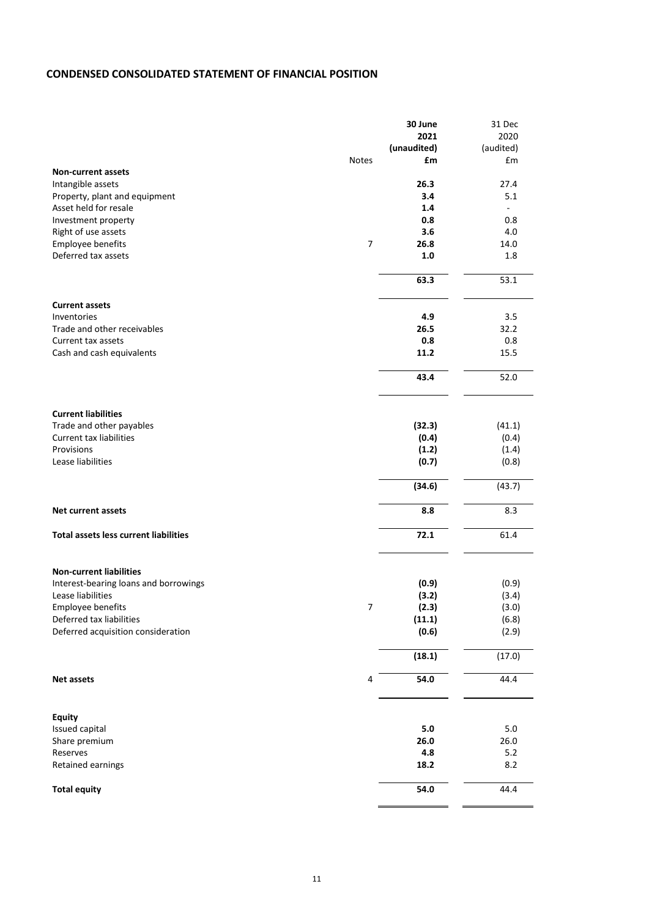# CONDENSED CONSOLIDATED STATEMENT OF FINANCIAL POSITION

| | Notes | 30 June 2021 (unaudited) £m | 31 Dec 2020 (audited) £m |
|---|---|---|---|
| **Non-current assets** | | | |
| Intangible assets | | **26.3** | 27.4 |
| Property, plant and equipment | | **3.4** | 5.1 |
| Asset held for resale | | **1.4** | - |
| Investment property | | **0.8** | 0.8 |
| Right of use assets | | **3.6** | 4.0 |
| Employee benefits | 7 | **26.8** | 14.0 |
| Deferred tax assets | | **1.0** | 1.8 |
| | | **63.3** | 53.1 |
| **Current assets** | | | |
| Inventories | | **4.9** | 3.5 |
| Trade and other receivables | | **26.5** | 32.2 |
| Current tax assets | | **0.8** | 0.8 |
| Cash and cash equivalents | | **11.2** | 15.5 |
| | | **43.4** | 52.0 |
| **Current liabilities** | | | |
| Trade and other payables | | **(32.3)** | (41.1) |
| Current tax liabilities | | **(0.4)** | (0.4) |
| Provisions | | **(1.2)** | (1.4) |
| Lease liabilities | | **(0.7)** | (0.8) |
| | | **(34.6)** | (43.7) |
| **Net current assets** | | **8.8** | 8.3 |
| **Total assets less current liabilities** | | **72.1** | 61.4 |
| **Non-current liabilities** | | | |
| Interest-bearing loans and borrowings | | **(0.9)** | (0.9) |
| Lease liabilities | | **(3.2)** | (3.4) |
| Employee benefits | 7 | **(2.3)** | (3.0) |
| Deferred tax liabilities | | **(11.1)** | (6.8) |
| Deferred acquisition consideration | | **(0.6)** | (2.9) |
| | | **(18.1)** | (17.0) |
| **Net assets** | 4 | **54.0** | 44.4 |
| **Equity** | | | |
| Issued capital | | **5.0** | 5.0 |
| Share premium | | **26.0** | 26.0 |
| Reserves | | **4.8** | 5.2 |
| Retained earnings | | **18.2** | 8.2 |
| **Total equity** | | **54.0** | 44.4 |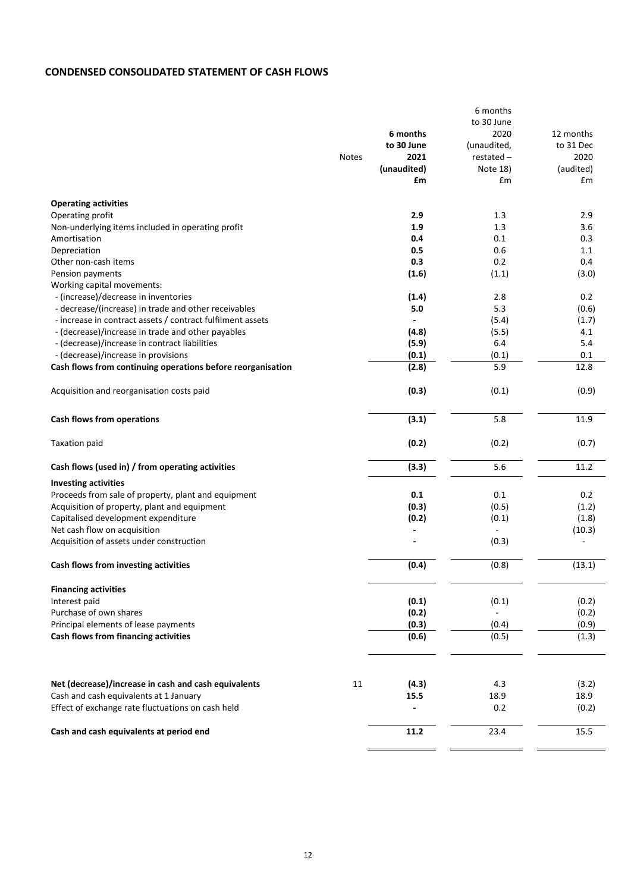## CONDENSED CONSOLIDATED STATEMENT OF CASH FLOWS

| | Notes | 6 months to 30 June 2021 (unaudited) £m | 6 months to 30 June 2020 (unaudited, restated – Note 18) £m | 12 months to 31 Dec 2020 (audited) £m |
|---|---|---|---|---|
| **Operating activities** | | | | |
| Operating profit | | **2.9** | 1.3 | 2.9 |
| Non-underlying items included in operating profit | | **1.9** | 1.3 | 3.6 |
| Amortisation | | **0.4** | 0.1 | 0.3 |
| Depreciation | | **0.5** | 0.6 | 1.1 |
| Other non-cash items | | **0.3** | 0.2 | 0.4 |
| Pension payments | | **(1.6)** | (1.1) | (3.0) |
| Working capital movements: | | | | |
| - (increase)/decrease in inventories | | **(1.4)** | 2.8 | 0.2 |
| - decrease/(increase) in trade and other receivables | | **5.0** | 5.3 | (0.6) |
| - increase in contract assets / contract fulfilment assets | | **-** | (5.4) | (1.7) |
| - (decrease)/increase in trade and other payables | | **(4.8)** | (5.5) | 4.1 |
| - (decrease)/increase in contract liabilities | | **(5.9)** | 6.4 | 5.4 |
| - (decrease)/increase in provisions | | **(0.1)** | (0.1) | 0.1 |
| **Cash flows from continuing operations before reorganisation** | | **(2.8)** | 5.9 | 12.8 |
| Acquisition and reorganisation costs paid | | **(0.3)** | (0.1) | (0.9) |
| **Cash flows from operations** | | **(3.1)** | 5.8 | 11.9 |
| Taxation paid | | **(0.2)** | (0.2) | (0.7) |
| **Cash flows (used in) / from operating activities** | | **(3.3)** | 5.6 | 11.2 |
| **Investing activities** | | | | |
| Proceeds from sale of property, plant and equipment | | **0.1** | 0.1 | 0.2 |
| Acquisition of property, plant and equipment | | **(0.3)** | (0.5) | (1.2) |
| Capitalised development expenditure | | **(0.2)** | (0.1) | (1.8) |
| Net cash flow on acquisition | | **-** | - | (10.3) |
| Acquisition of assets under construction | | **-** | (0.3) | - |
| **Cash flows from investing activities** | | **(0.4)** | (0.8) | (13.1) |
| **Financing activities** | | | | |
| Interest paid | | **(0.1)** | (0.1) | (0.2) |
| Purchase of own shares | | **(0.2)** | - | (0.2) |
| Principal elements of lease payments | | **(0.3)** | (0.4) | (0.9) |
| **Cash flows from financing activities** | | **(0.6)** | (0.5) | (1.3) |
| **Net (decrease)/increase in cash and cash equivalents** | 11 | **(4.3)** | 4.3 | (3.2) |
| Cash and cash equivalents at 1 January | | **15.5** | 18.9 | 18.9 |
| Effect of exchange rate fluctuations on cash held | | **-** | 0.2 | (0.2) |
| **Cash and cash equivalents at period end** | | **11.2** | 23.4 | 15.5 |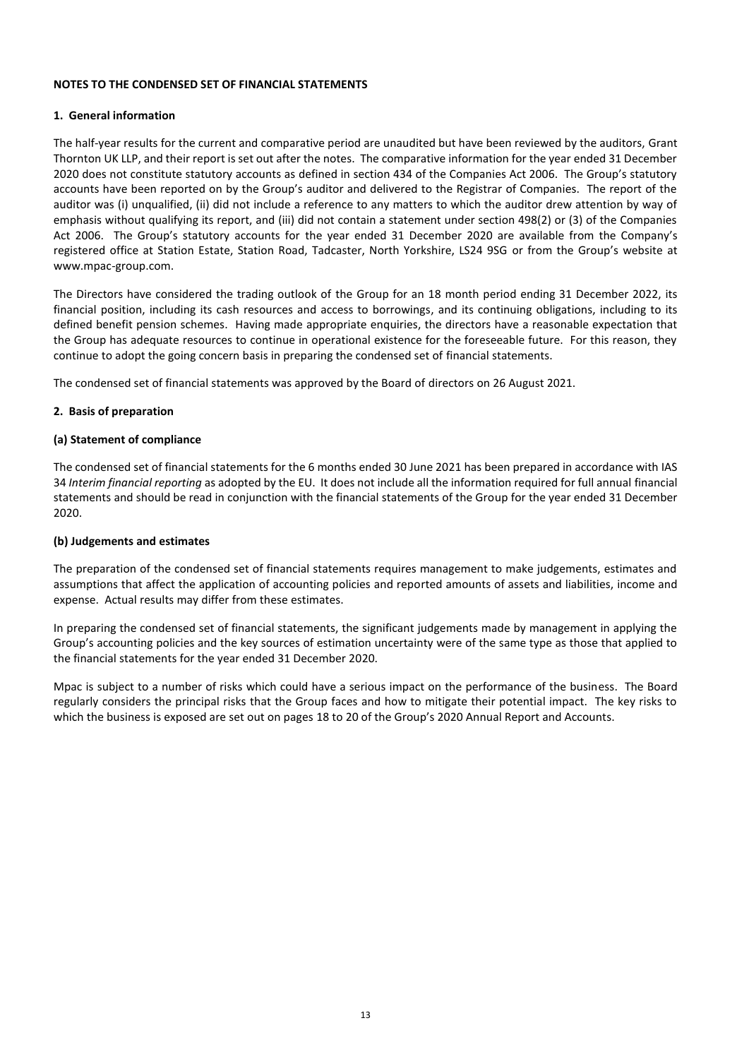## NOTES TO THE CONDENSED SET OF FINANCIAL STATEMENTS

### 1. General information

The half-year results for the current and comparative period are unaudited but have been reviewed by the auditors, Grant Thornton UK LLP, and their report is set out after the notes. The comparative information for the year ended 31 December 2020 does not constitute statutory accounts as defined in section 434 of the Companies Act 2006. The Group's statutory accounts have been reported on by the Group's auditor and delivered to the Registrar of Companies. The report of the auditor was (i) unqualified, (ii) did not include a reference to any matters to which the auditor drew attention by way of emphasis without qualifying its report, and (iii) did not contain a statement under section 498(2) or (3) of the Companies Act 2006. The Group's statutory accounts for the year ended 31 December 2020 are available from the Company's registered office at Station Estate, Station Road, Tadcaster, North Yorkshire, LS24 9SG or from the Group's website at www.mpac-group.com.

The Directors have considered the trading outlook of the Group for an 18 month period ending 31 December 2022, its financial position, including its cash resources and access to borrowings, and its continuing obligations, including to its defined benefit pension schemes. Having made appropriate enquiries, the directors have a reasonable expectation that the Group has adequate resources to continue in operational existence for the foreseeable future. For this reason, they continue to adopt the going concern basis in preparing the condensed set of financial statements.

The condensed set of financial statements was approved by the Board of directors on 26 August 2021.

### 2. Basis of preparation

#### (a) Statement of compliance

The condensed set of financial statements for the 6 months ended 30 June 2021 has been prepared in accordance with IAS 34 *Interim financial reporting* as adopted by the EU. It does not include all the information required for full annual financial statements and should be read in conjunction with the financial statements of the Group for the year ended 31 December 2020.

#### (b) Judgements and estimates

The preparation of the condensed set of financial statements requires management to make judgements, estimates and assumptions that affect the application of accounting policies and reported amounts of assets and liabilities, income and expense. Actual results may differ from these estimates.

In preparing the condensed set of financial statements, the significant judgements made by management in applying the Group's accounting policies and the key sources of estimation uncertainty were of the same type as those that applied to the financial statements for the year ended 31 December 2020.

Mpac is subject to a number of risks which could have a serious impact on the performance of the business. The Board regularly considers the principal risks that the Group faces and how to mitigate their potential impact. The key risks to which the business is exposed are set out on pages 18 to 20 of the Group's 2020 Annual Report and Accounts.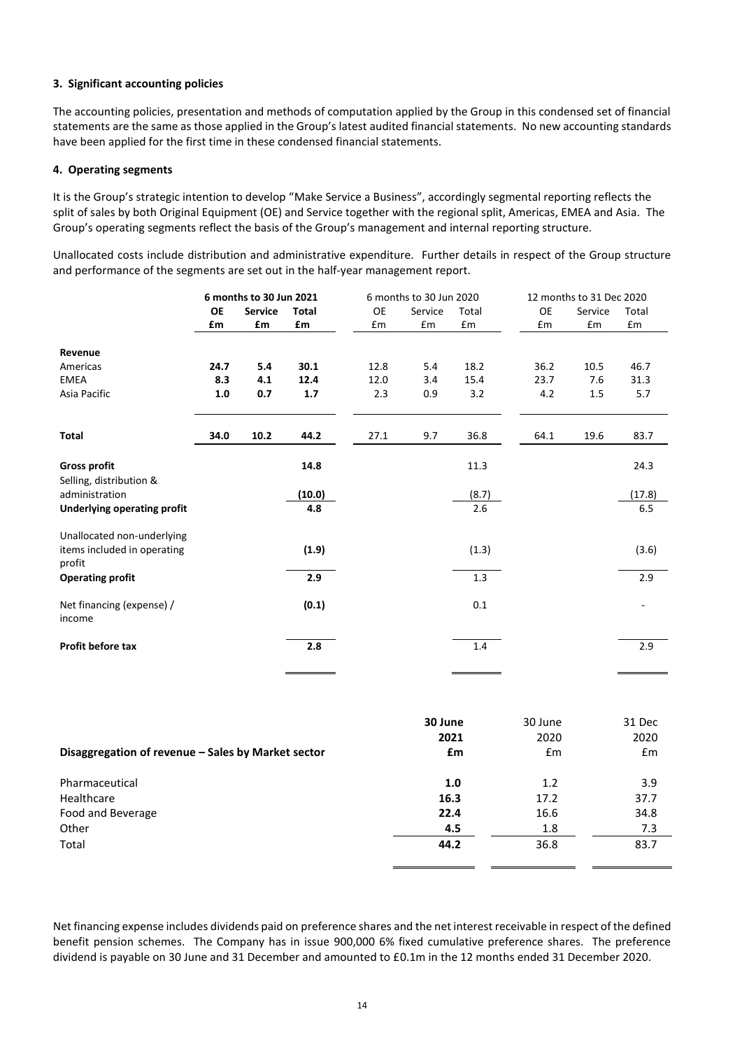### 3. Significant accounting policies

The accounting policies, presentation and methods of computation applied by the Group in this condensed set of financial statements are the same as those applied in the Group's latest audited financial statements. No new accounting standards have been applied for the first time in these condensed financial statements.

### 4. Operating segments

It is the Group's strategic intention to develop "Make Service a Business", accordingly segmental reporting reflects the split of sales by both Original Equipment (OE) and Service together with the regional split, Americas, EMEA and Asia. The Group's operating segments reflect the basis of the Group's management and internal reporting structure.

Unallocated costs include distribution and administrative expenditure. Further details in respect of the Group structure and performance of the segments are set out in the half-year management report.

| | **6 months to 30 Jun 2021** | | | 6 months to 30 Jun 2020 | | | 12 months to 31 Dec 2020 | | |
|---|---|---|---|---|---|---|---|---|---|
| | **OE** | **Service** | **Total** | OE | Service | Total | OE | Service | Total |
| | **£m** | **£m** | **£m** | £m | £m | £m | £m | £m | £m |
| **Revenue** | | | | | | | | | |
| Americas | **24.7** | **5.4** | **30.1** | 12.8 | 5.4 | 18.2 | 36.2 | 10.5 | 46.7 |
| EMEA | **8.3** | **4.1** | **12.4** | 12.0 | 3.4 | 15.4 | 23.7 | 7.6 | 31.3 |
| Asia Pacific | **1.0** | **0.7** | **1.7** | 2.3 | 0.9 | 3.2 | 4.2 | 1.5 | 5.7 |
| **Total** | **34.0** | **10.2** | **44.2** | 27.1 | 9.7 | 36.8 | 64.1 | 19.6 | 83.7 |
| **Gross profit** | | | **14.8** | | | 11.3 | | | 24.3 |
| Selling, distribution & administration | | | **(10.0)** | | | (8.7) | | | (17.8) |
| **Underlying operating profit** | | | **4.8** | | | 2.6 | | | 6.5 |
| Unallocated non-underlying items included in operating profit | | | **(1.9)** | | | (1.3) | | | (3.6) |
| **Operating profit** | | | **2.9** | | | 1.3 | | | 2.9 |
| Net financing (expense) / income | | | **(0.1)** | | | 0.1 | | | - |
| **Profit before tax** | | | **2.8** | | | 1.4 | | | 2.9 |

| **Disaggregation of revenue – Sales by Market sector** | **30 June 2021 £m** | 30 June 2020 £m | 31 Dec 2020 £m |
|---|---|---|---|
| Pharmaceutical | **1.0** | 1.2 | 3.9 |
| Healthcare | **16.3** | 17.2 | 37.7 |
| Food and Beverage | **22.4** | 16.6 | 34.8 |
| Other | **4.5** | 1.8 | 7.3 |
| Total | **44.2** | 36.8 | 83.7 |

Net financing expense includes dividends paid on preference shares and the net interest receivable in respect of the defined benefit pension schemes. The Company has in issue 900,000 6% fixed cumulative preference shares. The preference dividend is payable on 30 June and 31 December and amounted to £0.1m in the 12 months ended 31 December 2020.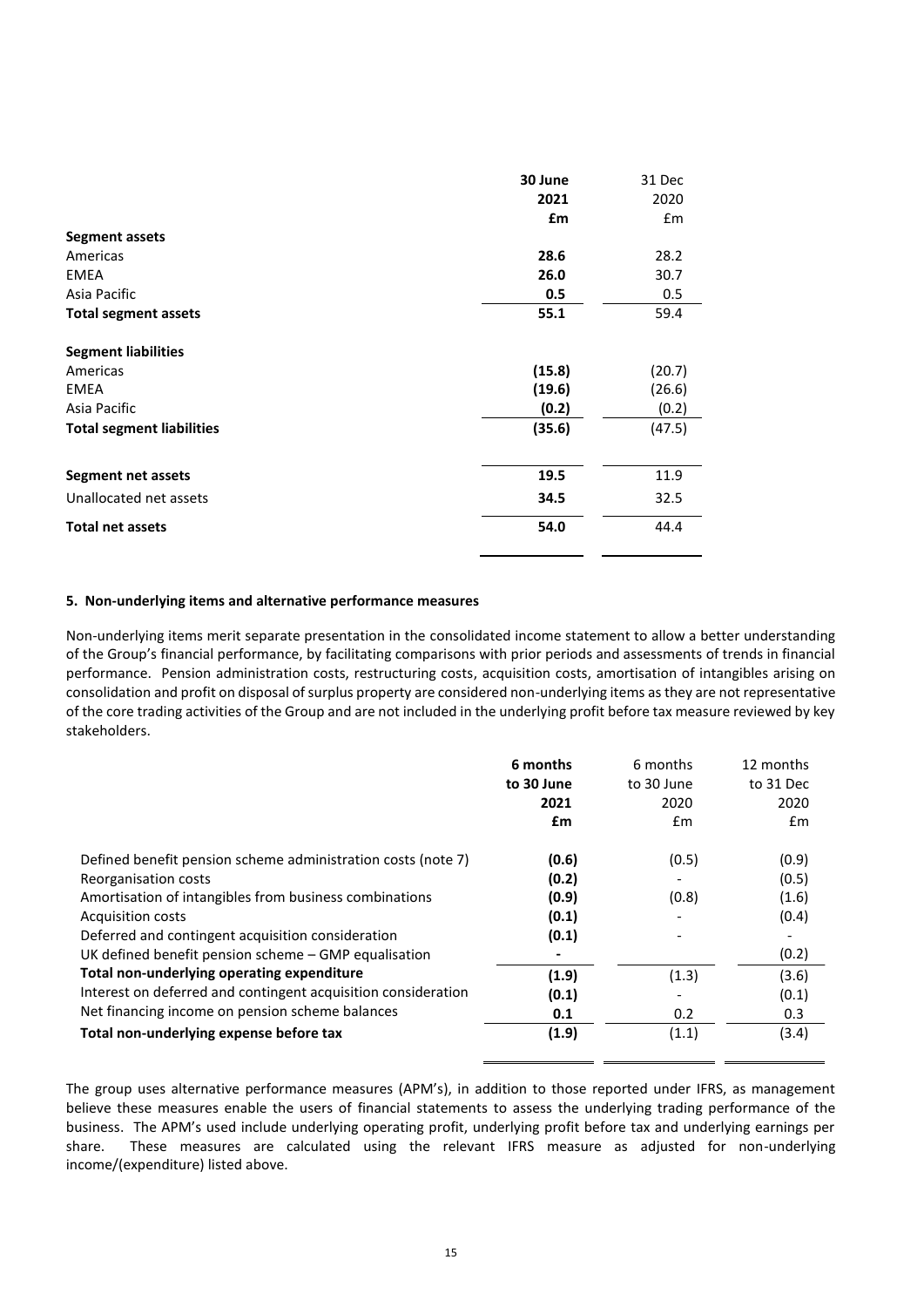| | 30 June 2021 £m | 31 Dec 2020 £m |
|---|---|---|
| **Segment assets** | | |
| Americas | **28.6** | 28.2 |
| EMEA | **26.0** | 30.7 |
| Asia Pacific | **0.5** | 0.5 |
| **Total segment assets** | **55.1** | 59.4 |
| **Segment liabilities** | | |
| Americas | **(15.8)** | (20.7) |
| EMEA | **(19.6)** | (26.6) |
| Asia Pacific | **(0.2)** | (0.2) |
| **Total segment liabilities** | **(35.6)** | (47.5) |
| **Segment net assets** | **19.5** | 11.9 |
| Unallocated net assets | **34.5** | 32.5 |
| **Total net assets** | **54.0** | 44.4 |

### 5. Non-underlying items and alternative performance measures

Non-underlying items merit separate presentation in the consolidated income statement to allow a better understanding of the Group's financial performance, by facilitating comparisons with prior periods and assessments of trends in financial performance. Pension administration costs, restructuring costs, acquisition costs, amortisation of intangibles arising on consolidation and profit on disposal of surplus property are considered non-underlying items as they are not representative of the core trading activities of the Group and are not included in the underlying profit before tax measure reviewed by key stakeholders.

| | 6 months to 30 June 2021 £m | 6 months to 30 June 2020 £m | 12 months to 31 Dec 2020 £m |
|---|---|---|---|
| Defined benefit pension scheme administration costs (note 7) | **(0.6)** | (0.5) | (0.9) |
| Reorganisation costs | **(0.2)** | - | (0.5) |
| Amortisation of intangibles from business combinations | **(0.9)** | (0.8) | (1.6) |
| Acquisition costs | **(0.1)** | - | (0.4) |
| Deferred and contingent acquisition consideration | **(0.1)** | - | - |
| UK defined benefit pension scheme – GMP equalisation | **-** | | (0.2) |
| **Total non-underlying operating expenditure** | **(1.9)** | (1.3) | (3.6) |
| Interest on deferred and contingent acquisition consideration | **(0.1)** | - | (0.1) |
| Net financing income on pension scheme balances | **0.1** | 0.2 | 0.3 |
| **Total non-underlying expense before tax** | **(1.9)** | (1.1) | (3.4) |

The group uses alternative performance measures (APM's), in addition to those reported under IFRS, as management believe these measures enable the users of financial statements to assess the underlying trading performance of the business. The APM's used include underlying operating profit, underlying profit before tax and underlying earnings per share. These measures are calculated using the relevant IFRS measure as adjusted for non-underlying income/(expenditure) listed above.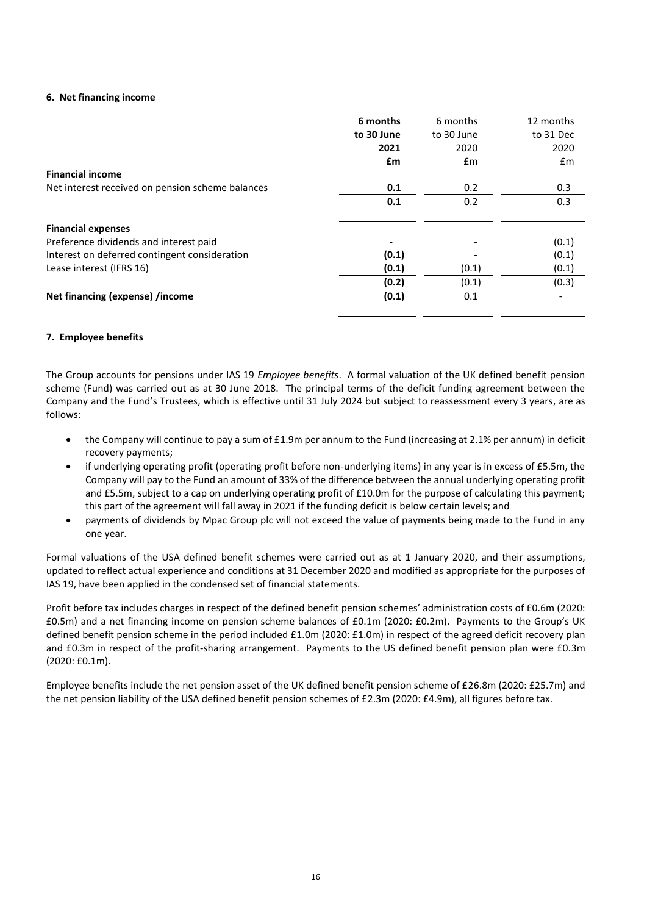### 6. Net financing income

| | 6 months to 30 June 2021 £m | 6 months to 30 June 2020 £m | 12 months to 31 Dec 2020 £m |
|---|---|---|---|
| **Financial income** | | | |
| Net interest received on pension scheme balances | **0.1** | 0.2 | 0.3 |
| | **0.1** | 0.2 | 0.3 |
| **Financial expenses** | | | |
| Preference dividends and interest paid | **-** | - | (0.1) |
| Interest on deferred contingent consideration | **(0.1)** | - | (0.1) |
| Lease interest (IFRS 16) | **(0.1)** | (0.1) | (0.1) |
| | **(0.2)** | (0.1) | (0.3) |
| **Net financing (expense) /income** | **(0.1)** | 0.1 | - |

### 7. Employee benefits

The Group accounts for pensions under IAS 19 *Employee benefits*. A formal valuation of the UK defined benefit pension scheme (Fund) was carried out as at 30 June 2018. The principal terms of the deficit funding agreement between the Company and the Fund's Trustees, which is effective until 31 July 2024 but subject to reassessment every 3 years, are as follows:

- the Company will continue to pay a sum of £1.9m per annum to the Fund (increasing at 2.1% per annum) in deficit recovery payments;
- if underlying operating profit (operating profit before non-underlying items) in any year is in excess of £5.5m, the Company will pay to the Fund an amount of 33% of the difference between the annual underlying operating profit and £5.5m, subject to a cap on underlying operating profit of £10.0m for the purpose of calculating this payment; this part of the agreement will fall away in 2021 if the funding deficit is below certain levels; and
- payments of dividends by Mpac Group plc will not exceed the value of payments being made to the Fund in any one year.

Formal valuations of the USA defined benefit schemes were carried out as at 1 January 2020, and their assumptions, updated to reflect actual experience and conditions at 31 December 2020 and modified as appropriate for the purposes of IAS 19, have been applied in the condensed set of financial statements.

Profit before tax includes charges in respect of the defined benefit pension schemes' administration costs of £0.6m (2020: £0.5m) and a net financing income on pension scheme balances of £0.1m (2020: £0.2m). Payments to the Group's UK defined benefit pension scheme in the period included £1.0m (2020: £1.0m) in respect of the agreed deficit recovery plan and £0.3m in respect of the profit-sharing arrangement. Payments to the US defined benefit pension plan were £0.3m (2020: £0.1m).

Employee benefits include the net pension asset of the UK defined benefit pension scheme of £26.8m (2020: £25.7m) and the net pension liability of the USA defined benefit pension schemes of £2.3m (2020: £4.9m), all figures before tax.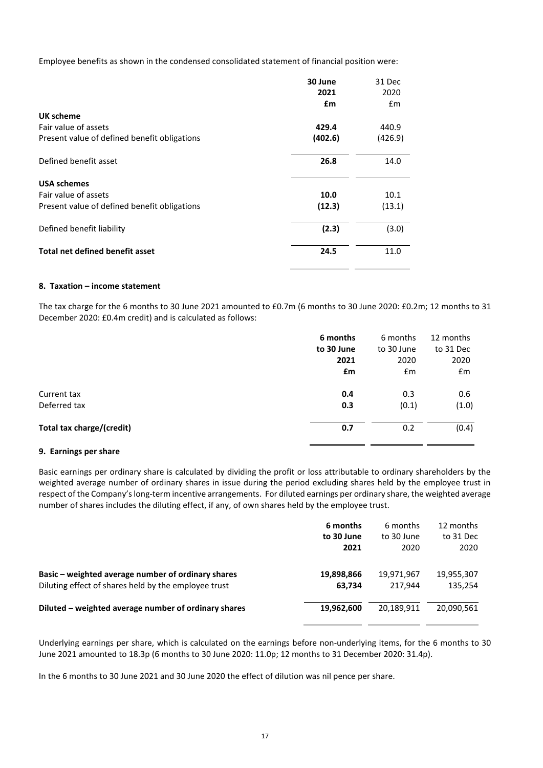Employee benefits as shown in the condensed consolidated statement of financial position were:

| | **30 June 2021 £m** | 31 Dec 2020 £m |
|---|---|---|
| **UK scheme** | | |
| Fair value of assets | **429.4** | 440.9 |
| Present value of defined benefit obligations | **(402.6)** | (426.9) |
| Defined benefit asset | **26.8** | 14.0 |
| **USA schemes** | | |
| Fair value of assets | **10.0** | 10.1 |
| Present value of defined benefit obligations | **(12.3)** | (13.1) |
| Defined benefit liability | **(2.3)** | (3.0) |
| **Total net defined benefit asset** | **24.5** | 11.0 |

### 8. Taxation – income statement

The tax charge for the 6 months to 30 June 2021 amounted to £0.7m (6 months to 30 June 2020: £0.2m; 12 months to 31 December 2020: £0.4m credit) and is calculated as follows:

| | **6 months to 30 June 2021 £m** | 6 months to 30 June 2020 £m | 12 months to 31 Dec 2020 £m |
|---|---|---|---|
| Current tax | **0.4** | 0.3 | 0.6 |
| Deferred tax | **0.3** | (0.1) | (1.0) |
| **Total tax charge/(credit)** | **0.7** | 0.2 | (0.4) |

### 9. Earnings per share

Basic earnings per ordinary share is calculated by dividing the profit or loss attributable to ordinary shareholders by the weighted average number of ordinary shares in issue during the period excluding shares held by the employee trust in respect of the Company's long-term incentive arrangements. For diluted earnings per ordinary share, the weighted average number of shares includes the diluting effect, if any, of own shares held by the employee trust.

| | **6 months to 30 June 2021** | 6 months to 30 June 2020 | 12 months to 31 Dec 2020 |
|---|---|---|---|
| **Basic – weighted average number of ordinary shares** | **19,898,866** | 19,971,967 | 19,955,307 |
| Diluting effect of shares held by the employee trust | **63,734** | 217,944 | 135,254 |
| **Diluted – weighted average number of ordinary shares** | **19,962,600** | 20,189,911 | 20,090,561 |

Underlying earnings per share, which is calculated on the earnings before non-underlying items, for the 6 months to 30 June 2021 amounted to 18.3p (6 months to 30 June 2020: 11.0p; 12 months to 31 December 2020: 31.4p).

In the 6 months to 30 June 2021 and 30 June 2020 the effect of dilution was nil pence per share.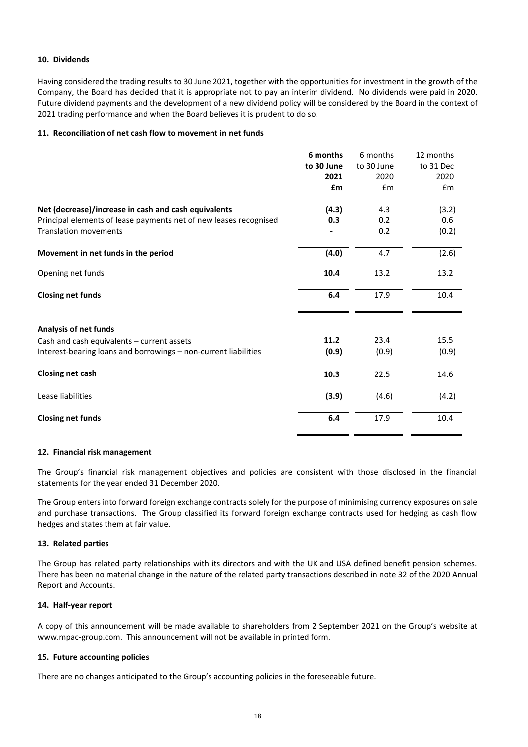### 10. Dividends

Having considered the trading results to 30 June 2021, together with the opportunities for investment in the growth of the Company, the Board has decided that it is appropriate not to pay an interim dividend. No dividends were paid in 2020. Future dividend payments and the development of a new dividend policy will be considered by the Board in the context of 2021 trading performance and when the Board believes it is prudent to do so.

### 11. Reconciliation of net cash flow to movement in net funds

| | **6 months to 30 June 2021 £m** | 6 months to 30 June 2020 £m | 12 months to 31 Dec 2020 £m |
|---|---|---|---|
| **Net (decrease)/increase in cash and cash equivalents** | **(4.3)** | 4.3 | (3.2) |
| Principal elements of lease payments net of new leases recognised | **0.3** | 0.2 | 0.6 |
| Translation movements | **-** | 0.2 | (0.2) |
| **Movement in net funds in the period** | **(4.0)** | 4.7 | (2.6) |
| Opening net funds | **10.4** | 13.2 | 13.2 |
| **Closing net funds** | **6.4** | 17.9 | 10.4 |
| | | | |
| **Analysis of net funds** | | | |
| Cash and cash equivalents – current assets | **11.2** | 23.4 | 15.5 |
| Interest-bearing loans and borrowings – non-current liabilities | **(0.9)** | (0.9) | (0.9) |
| **Closing net cash** | **10.3** | 22.5 | 14.6 |
| Lease liabilities | **(3.9)** | (4.6) | (4.2) |
| **Closing net funds** | **6.4** | 17.9 | 10.4 |

### 12. Financial risk management

The Group's financial risk management objectives and policies are consistent with those disclosed in the financial statements for the year ended 31 December 2020.

The Group enters into forward foreign exchange contracts solely for the purpose of minimising currency exposures on sale and purchase transactions. The Group classified its forward foreign exchange contracts used for hedging as cash flow hedges and states them at fair value.

### 13. Related parties

The Group has related party relationships with its directors and with the UK and USA defined benefit pension schemes. There has been no material change in the nature of the related party transactions described in note 32 of the 2020 Annual Report and Accounts.

### 14. Half-year report

A copy of this announcement will be made available to shareholders from 2 September 2021 on the Group's website at www.mpac-group.com. This announcement will not be available in printed form.

### 15. Future accounting policies

There are no changes anticipated to the Group's accounting policies in the foreseeable future.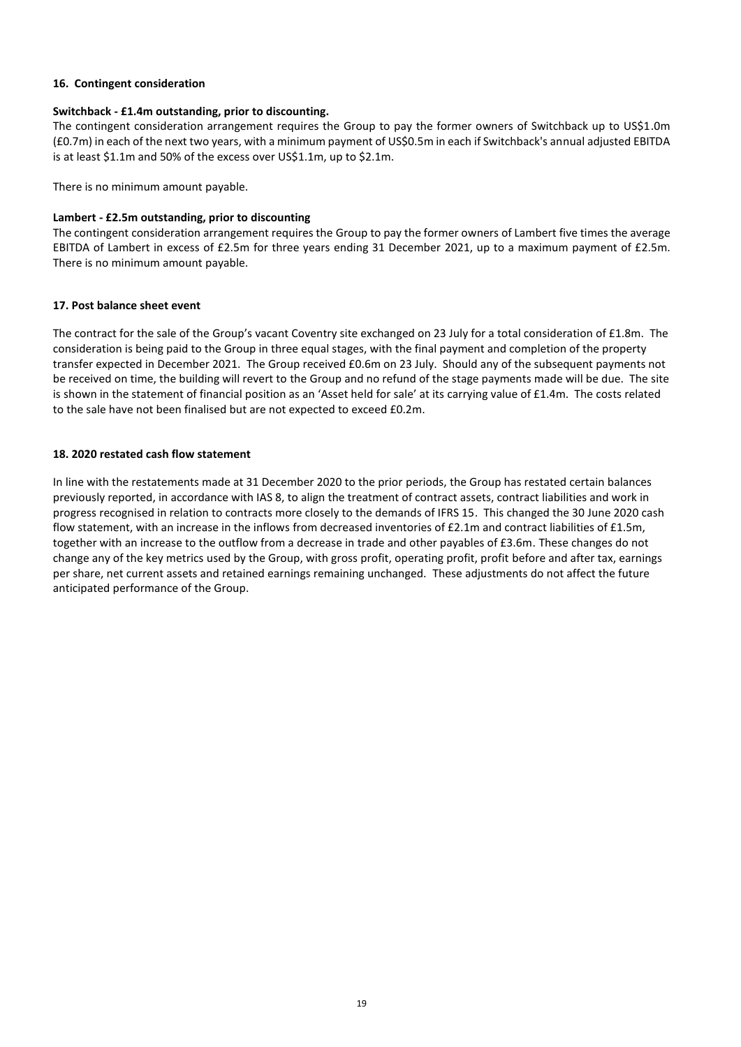## 16. Contingent consideration

**Switchback - £1.4m outstanding, prior to discounting.**

The contingent consideration arrangement requires the Group to pay the former owners of Switchback up to US$1.0m (£0.7m) in each of the next two years, with a minimum payment of US$0.5m in each if Switchback's annual adjusted EBITDA is at least $1.1m and 50% of the excess over US$1.1m, up to $2.1m.

There is no minimum amount payable.

**Lambert - £2.5m outstanding, prior to discounting**

The contingent consideration arrangement requires the Group to pay the former owners of Lambert five times the average EBITDA of Lambert in excess of £2.5m for three years ending 31 December 2021, up to a maximum payment of £2.5m. There is no minimum amount payable.

## 17. Post balance sheet event

The contract for the sale of the Group's vacant Coventry site exchanged on 23 July for a total consideration of £1.8m. The consideration is being paid to the Group in three equal stages, with the final payment and completion of the property transfer expected in December 2021. The Group received £0.6m on 23 July. Should any of the subsequent payments not be received on time, the building will revert to the Group and no refund of the stage payments made will be due. The site is shown in the statement of financial position as an 'Asset held for sale' at its carrying value of £1.4m. The costs related to the sale have not been finalised but are not expected to exceed £0.2m.

## 18. 2020 restated cash flow statement

In line with the restatements made at 31 December 2020 to the prior periods, the Group has restated certain balances previously reported, in accordance with IAS 8, to align the treatment of contract assets, contract liabilities and work in progress recognised in relation to contracts more closely to the demands of IFRS 15. This changed the 30 June 2020 cash flow statement, with an increase in the inflows from decreased inventories of £2.1m and contract liabilities of £1.5m, together with an increase to the outflow from a decrease in trade and other payables of £3.6m. These changes do not change any of the key metrics used by the Group, with gross profit, operating profit, profit before and after tax, earnings per share, net current assets and retained earnings remaining unchanged. These adjustments do not affect the future anticipated performance of the Group.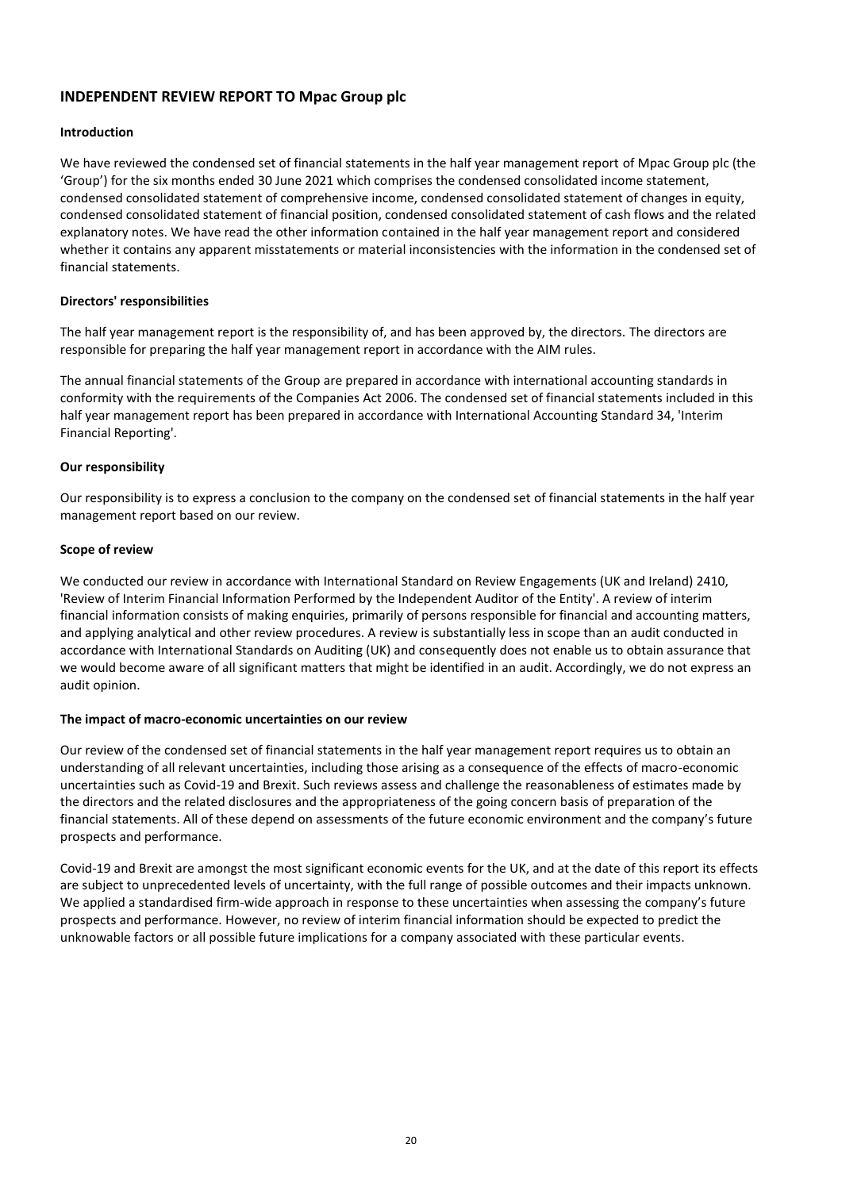## INDEPENDENT REVIEW REPORT TO Mpac Group plc

### Introduction

We have reviewed the condensed set of financial statements in the half year management report of Mpac Group plc (the 'Group') for the six months ended 30 June 2021 which comprises the condensed consolidated income statement, condensed consolidated statement of comprehensive income, condensed consolidated statement of changes in equity, condensed consolidated statement of financial position, condensed consolidated statement of cash flows and the related explanatory notes. We have read the other information contained in the half year management report and considered whether it contains any apparent misstatements or material inconsistencies with the information in the condensed set of financial statements.

### Directors' responsibilities

The half year management report is the responsibility of, and has been approved by, the directors. The directors are responsible for preparing the half year management report in accordance with the AIM rules.

The annual financial statements of the Group are prepared in accordance with international accounting standards in conformity with the requirements of the Companies Act 2006. The condensed set of financial statements included in this half year management report has been prepared in accordance with International Accounting Standard 34, 'Interim Financial Reporting'.

### Our responsibility

Our responsibility is to express a conclusion to the company on the condensed set of financial statements in the half year management report based on our review.

### Scope of review

We conducted our review in accordance with International Standard on Review Engagements (UK and Ireland) 2410, 'Review of Interim Financial Information Performed by the Independent Auditor of the Entity'. A review of interim financial information consists of making enquiries, primarily of persons responsible for financial and accounting matters, and applying analytical and other review procedures. A review is substantially less in scope than an audit conducted in accordance with International Standards on Auditing (UK) and consequently does not enable us to obtain assurance that we would become aware of all significant matters that might be identified in an audit. Accordingly, we do not express an audit opinion.

### The impact of macro-economic uncertainties on our review

Our review of the condensed set of financial statements in the half year management report requires us to obtain an understanding of all relevant uncertainties, including those arising as a consequence of the effects of macro-economic uncertainties such as Covid-19 and Brexit. Such reviews assess and challenge the reasonableness of estimates made by the directors and the related disclosures and the appropriateness of the going concern basis of preparation of the financial statements. All of these depend on assessments of the future economic environment and the company's future prospects and performance.

Covid-19 and Brexit are amongst the most significant economic events for the UK, and at the date of this report its effects are subject to unprecedented levels of uncertainty, with the full range of possible outcomes and their impacts unknown. We applied a standardised firm-wide approach in response to these uncertainties when assessing the company's future prospects and performance. However, no review of interim financial information should be expected to predict the unknowable factors or all possible future implications for a company associated with these particular events.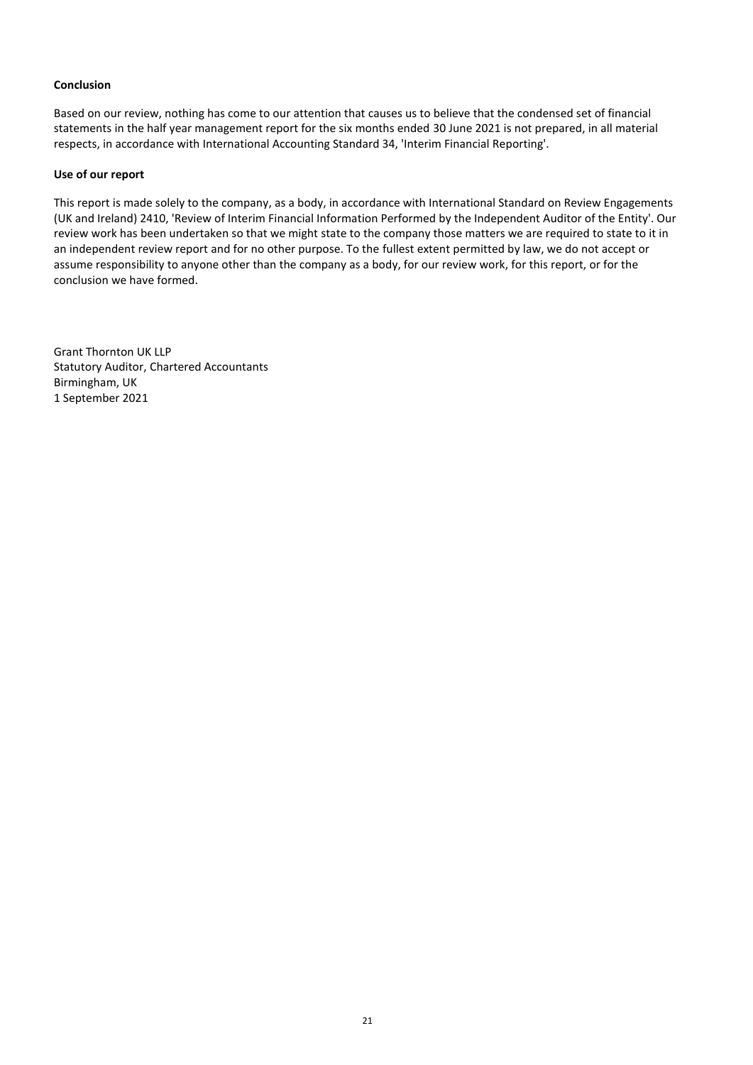**Conclusion**

Based on our review, nothing has come to our attention that causes us to believe that the condensed set of financial statements in the half year management report for the six months ended 30 June 2021 is not prepared, in all material respects, in accordance with International Accounting Standard 34, 'Interim Financial Reporting'.

**Use of our report**

This report is made solely to the company, as a body, in accordance with International Standard on Review Engagements (UK and Ireland) 2410, 'Review of Interim Financial Information Performed by the Independent Auditor of the Entity'. Our review work has been undertaken so that we might state to the company those matters we are required to state to it in an independent review report and for no other purpose. To the fullest extent permitted by law, we do not accept or assume responsibility to anyone other than the company as a body, for our review work, for this report, or for the conclusion we have formed.

Grant Thornton UK LLP
Statutory Auditor, Chartered Accountants
Birmingham, UK
1 September 2021